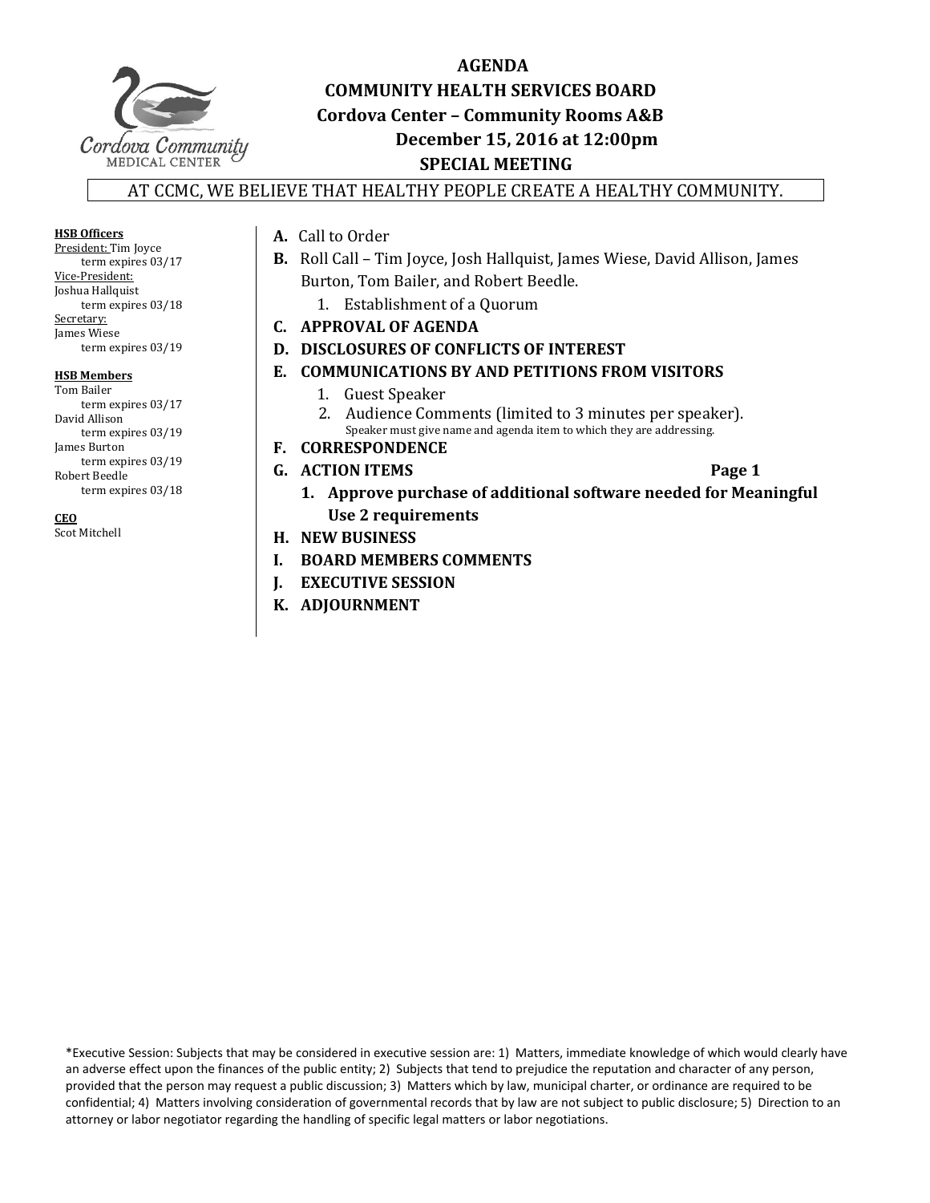# AGENDA

## COMMUNITY HEALTH SERVICES BOARD

**Cordova Center – Community Rooms A&B**

**December 15, 2016 at 12:00pm**

**SPECIAL MEETING**

AT CCMC, WE BELIEVE THAT HEALTHY PEOPLE CREATE A HEALTHY COMMUNITY.

**HSB Officers**

President: Tim Joyce
term expires 03/17

Vice-President:
Joshua Hallquist
term expires 03/18

Secretary:
James Wiese
term expires 03/19

**HSB Members**

Tom Bailer
term expires 03/17

David Allison
term expires 03/19

James Burton
term expires 03/19

Robert Beedle
term expires 03/18

**CEO**

Scot Mitchell

**A.** Call to Order

**B.** Roll Call – Tim Joyce, Josh Hallquist, James Wiese, David Allison, James Burton, Tom Bailer, and Robert Beedle.
1. Establishment of a Quorum

**C. APPROVAL OF AGENDA**

**D. DISCLOSURES OF CONFLICTS OF INTEREST**

**E. COMMUNICATIONS BY AND PETITIONS FROM VISITORS**
1. Guest Speaker
2. Audience Comments (limited to 3 minutes per speaker).
Speaker must give name and agenda item to which they are addressing.

**F. CORRESPONDENCE**

**G. ACTION ITEMS** **Page 1**
1. **Approve purchase of additional software needed for Meaningful Use 2 requirements**

**H. NEW BUSINESS**

**I. BOARD MEMBERS COMMENTS**

**J. EXECUTIVE SESSION**

**K. ADJOURNMENT**

*Executive Session: Subjects that may be considered in executive session are: 1) Matters, immediate knowledge of which would clearly have an adverse effect upon the finances of the public entity; 2) Subjects that tend to prejudice the reputation and character of any person, provided that the person may request a public discussion; 3) Matters which by law, municipal charter, or ordinance are required to be confidential; 4) Matters involving consideration of governmental records that by law are not subject to public disclosure; 5) Direction to an attorney or labor negotiator regarding the handling of specific legal matters or labor negotiations.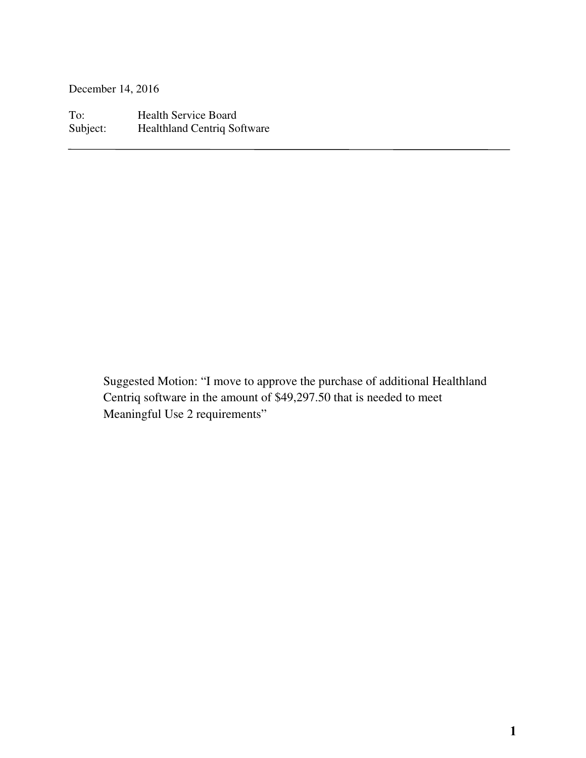December 14, 2016

To: Health Service Board
Subject: Healthland Centriq Software

---

Suggested Motion: “I move to approve the purchase of additional Healthland Centriq software in the amount of $49,297.50 that is needed to meet Meaningful Use 2 requirements”